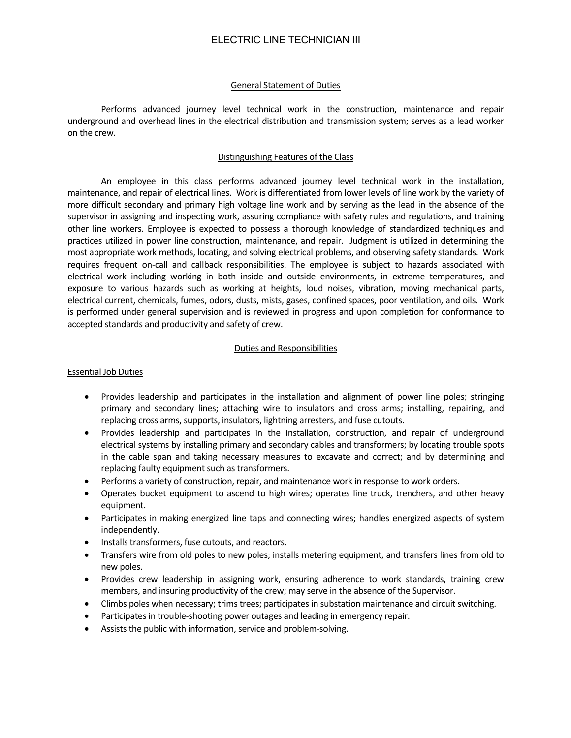# ELECTRIC LINE TECHNICIAN III

## General Statement of Duties

Performs advanced journey level technical work in the construction, maintenance and repair underground and overhead lines in the electrical distribution and transmission system; serves as a lead worker on the crew.

## Distinguishing Features of the Class

An employee in this class performs advanced journey level technical work in the installation, maintenance, and repair of electrical lines. Work is differentiated from lower levels of line work by the variety of more difficult secondary and primary high voltage line work and by serving as the lead in the absence of the supervisor in assigning and inspecting work, assuring compliance with safety rules and regulations, and training other line workers. Employee is expected to possess a thorough knowledge of standardized techniques and practices utilized in power line construction, maintenance, and repair. Judgment is utilized in determining the most appropriate work methods, locating, and solving electrical problems, and observing safety standards. Work requires frequent on-call and callback responsibilities. The employee is subject to hazards associated with electrical work including working in both inside and outside environments, in extreme temperatures, and exposure to various hazards such as working at heights, loud noises, vibration, moving mechanical parts, electrical current, chemicals, fumes, odors, dusts, mists, gases, confined spaces, poor ventilation, and oils. Work is performed under general supervision and is reviewed in progress and upon completion for conformance to accepted standards and productivity and safety of crew.

## Duties and Responsibilities

### Essential Job Duties

- Provides leadership and participates in the installation and alignment of power line poles; stringing primary and secondary lines; attaching wire to insulators and cross arms; installing, repairing, and replacing cross arms, supports, insulators, lightning arresters, and fuse cutouts.
- Provides leadership and participates in the installation, construction, and repair of underground electrical systems by installing primary and secondary cables and transformers; by locating trouble spots in the cable span and taking necessary measures to excavate and correct; and by determining and replacing faulty equipment such as transformers.
- Performs a variety of construction, repair, and maintenance work in response to work orders.
- Operates bucket equipment to ascend to high wires; operates line truck, trenchers, and other heavy equipment.
- Participates in making energized line taps and connecting wires; handles energized aspects of system independently.
- Installs transformers, fuse cutouts, and reactors.
- Transfers wire from old poles to new poles; installs metering equipment, and transfers lines from old to new poles.
- Provides crew leadership in assigning work, ensuring adherence to work standards, training crew members, and insuring productivity of the crew; may serve in the absence of the Supervisor.
- Climbs poles when necessary; trims trees; participates in substation maintenance and circuit switching.
- Participates in trouble-shooting power outages and leading in emergency repair.
- Assists the public with information, service and problem-solving.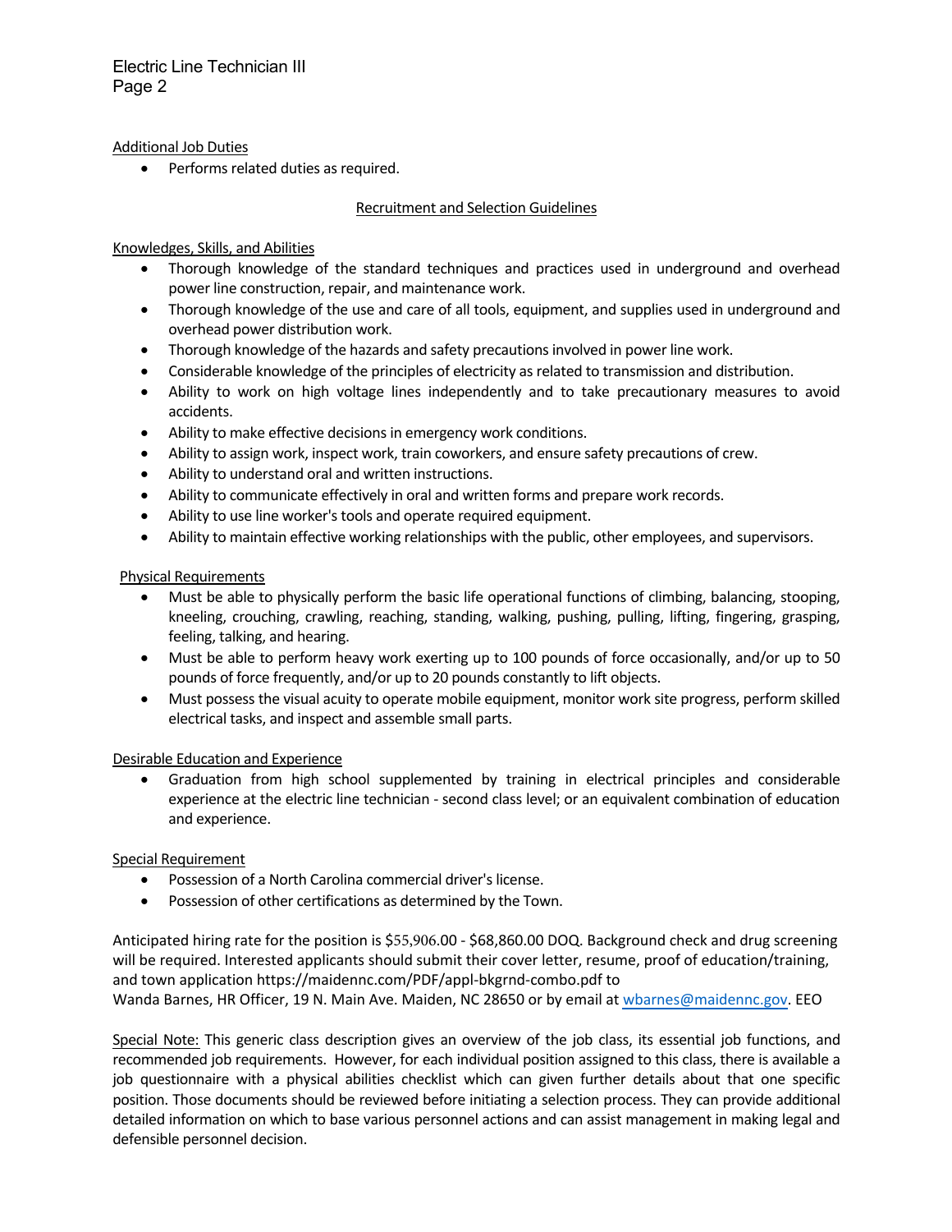Additional Job Duties

- Performs related duties as required.

## Recruitment and Selection Guidelines

Knowledges, Skills, and Abilities

- Thorough knowledge of the standard techniques and practices used in underground and overhead power line construction, repair, and maintenance work.
- Thorough knowledge of the use and care of all tools, equipment, and supplies used in underground and overhead power distribution work.
- Thorough knowledge of the hazards and safety precautions involved in power line work.
- Considerable knowledge of the principles of electricity as related to transmission and distribution.
- Ability to work on high voltage lines independently and to take precautionary measures to avoid accidents.
- Ability to make effective decisions in emergency work conditions.
- Ability to assign work, inspect work, train coworkers, and ensure safety precautions of crew.
- Ability to understand oral and written instructions.
- Ability to communicate effectively in oral and written forms and prepare work records.
- Ability to use line worker's tools and operate required equipment.
- Ability to maintain effective working relationships with the public, other employees, and supervisors.

Physical Requirements

- Must be able to physically perform the basic life operational functions of climbing, balancing, stooping, kneeling, crouching, crawling, reaching, standing, walking, pushing, pulling, lifting, fingering, grasping, feeling, talking, and hearing.
- Must be able to perform heavy work exerting up to 100 pounds of force occasionally, and/or up to 50 pounds of force frequently, and/or up to 20 pounds constantly to lift objects.
- Must possess the visual acuity to operate mobile equipment, monitor work site progress, perform skilled electrical tasks, and inspect and assemble small parts.

Desirable Education and Experience

- Graduation from high school supplemented by training in electrical principles and considerable experience at the electric line technician - second class level; or an equivalent combination of education and experience.

Special Requirement

- Possession of a North Carolina commercial driver's license.
- Possession of other certifications as determined by the Town.

Anticipated hiring rate for the position is $55,906.00 - $68,860.00 DOQ. Background check and drug screening will be required. Interested applicants should submit their cover letter, resume, proof of education/training, and town application https://maidennc.com/PDF/appl-bkgrnd-combo.pdf to
Wanda Barnes, HR Officer, 19 N. Main Ave. Maiden, NC 28650 or by email at wbarnes@maidennc.gov. EEO

Special Note: This generic class description gives an overview of the job class, its essential job functions, and recommended job requirements. However, for each individual position assigned to this class, there is available a job questionnaire with a physical abilities checklist which can given further details about that one specific position. Those documents should be reviewed before initiating a selection process. They can provide additional detailed information on which to base various personnel actions and can assist management in making legal and defensible personnel decision.